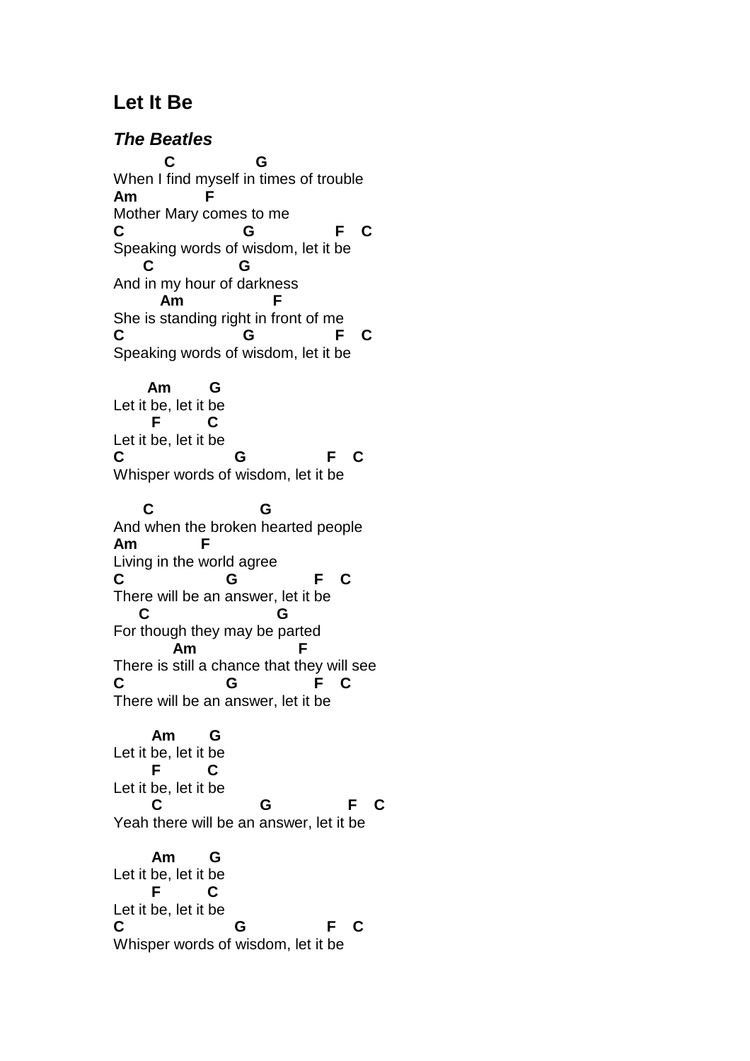# Let It Be

## *The Beatles*

```
       C            G
When I find myself in times of trouble
Am          F
Mother Mary comes to me
C                 G           F    C
Speaking words of wisdom, let it be
    C           G
And in my hour of darkness
      Am            F
She is standing right in front of me
C                 G           F    C
Speaking words of wisdom, let it be

    Am      G
Let it be, let it be
     F      C
Let it be, let it be
C               G            F    C
Whisper words of wisdom, let it be

    C               G
And when the broken hearted people
Am          F
Living in the world agree
C             G           F    C
There will be an answer, let it be
   C                  G
For though they may be parted
        Am              F
There is still a chance that they will see
C             G           F    C
There will be an answer, let it be

     Am     G
Let it be, let it be
     F      C
Let it be, let it be
     C            G           F    C
Yeah there will be an answer, let it be

     Am     G
Let it be, let it be
     F      C
Let it be, let it be
C               G            F    C
Whisper words of wisdom, let it be
```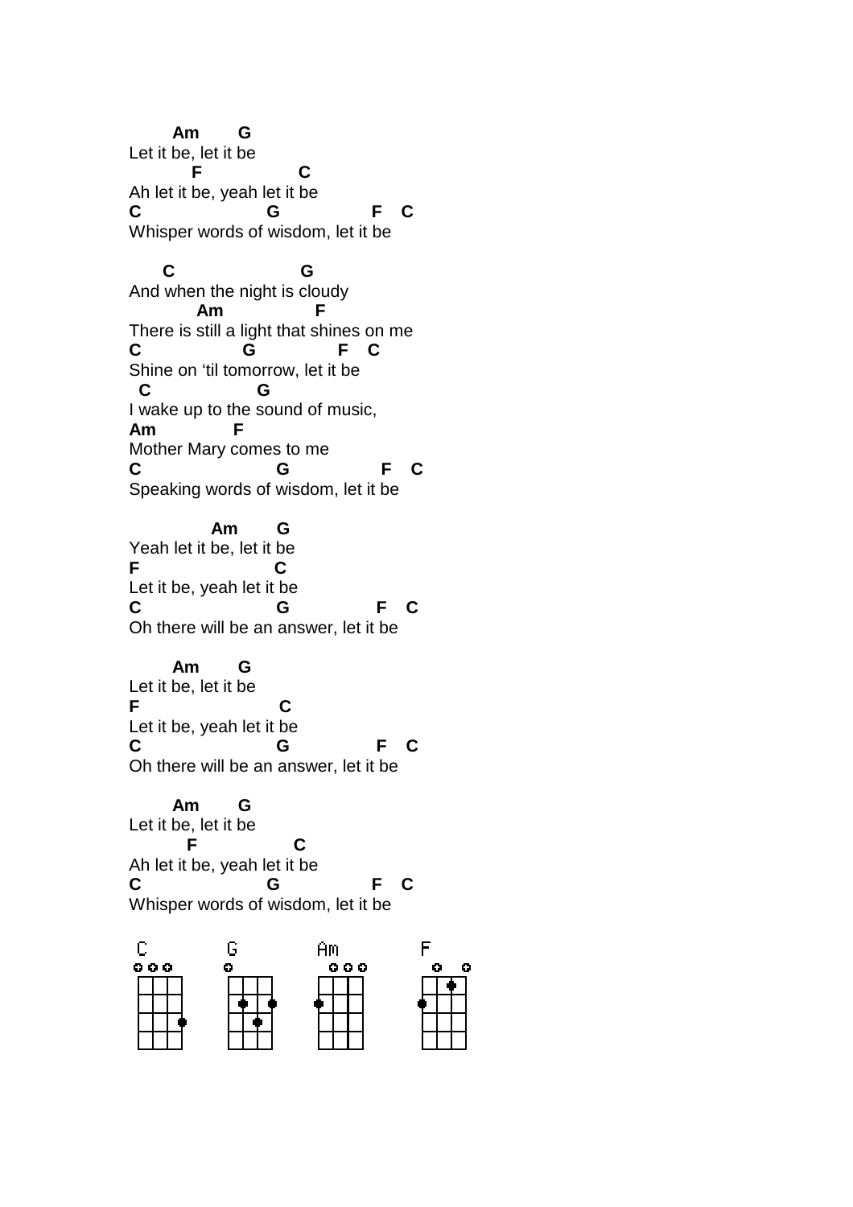```
       Am       G
Let it be, let it be
          F                C
Ah let it be, yeah let it be
C                    G               F   C
Whisper words of wisdom, let it be

     C                   G
And when the night is cloudy
          Am              F
There is still a light that shines on me
C                 G             F   C
Shine on 'til tomorrow, let it be
 C                G
I wake up to the sound of music,
Am             F
Mother Mary comes to me
C                      G               F   C
Speaking words of wisdom, let it be

             Am       G
Yeah let it be, let it be
F                    C
Let it be, yeah let it be
C                     G              F   C
Oh there will be an answer, let it be

       Am       G
Let it be, let it be
F                     C
Let it be, yeah let it be
C                     G              F   C
Oh there will be an answer, let it be

       Am       G
Let it be, let it be
         F                C
Ah let it be, yeah let it be
C                    G               F   C
Whisper words of wisdom, let it be
```

C    G    Am    F